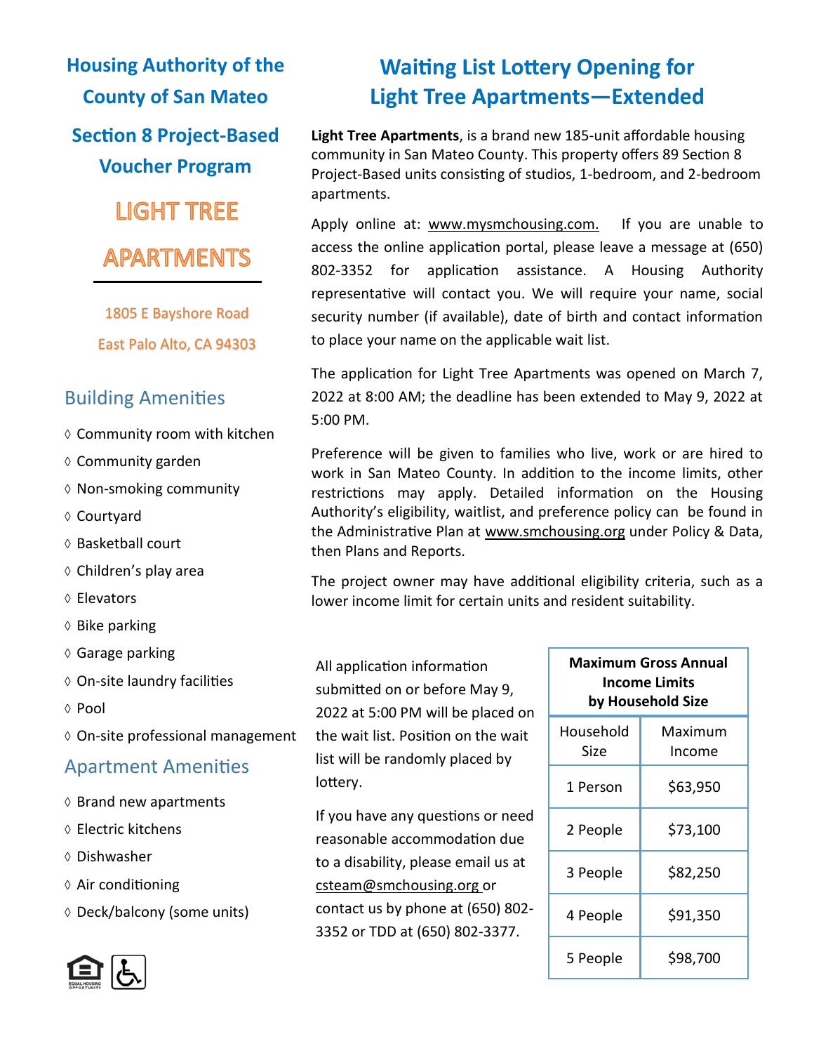# Housing Authority of the County of San Mateo

## Section 8 Project-Based Voucher Program

## LIGHT TREE APARTMENTS

1805 E Bayshore Road

East Palo Alto, CA 94303

### Building Amenities

- ◊ Community room with kitchen
- ◊ Community garden
- ◊ Non-smoking community
- ◊ Courtyard
- ◊ Basketball court
- ◊ Children's play area
- ◊ Elevators
- ◊ Bike parking
- ◊ Garage parking
- ◊ On-site laundry facilities
- ◊ Pool
- ◊ On-site professional management

### Apartment Amenities

- ◊ Brand new apartments
- ◊ Electric kitchens
- ◊ Dishwasher
- ◊ Air conditioning
- ◊ Deck/balcony (some units)

# Waiting List Lottery Opening for Light Tree Apartments—Extended

**Light Tree Apartments**, is a brand new 185-unit affordable housing community in San Mateo County. This property offers 89 Section 8 Project-Based units consisting of studios, 1-bedroom, and 2-bedroom apartments.

Apply online at: www.mysmchousing.com. If you are unable to access the online application portal, please leave a message at (650) 802-3352 for application assistance. A Housing Authority representative will contact you. We will require your name, social security number (if available), date of birth and contact information to place your name on the applicable wait list.

The application for Light Tree Apartments was opened on March 7, 2022 at 8:00 AM; the deadline has been extended to May 9, 2022 at 5:00 PM.

Preference will be given to families who live, work or are hired to work in San Mateo County. In addition to the income limits, other restrictions may apply. Detailed information on the Housing Authority's eligibility, waitlist, and preference policy can be found in the Administrative Plan at www.smchousing.org under Policy & Data, then Plans and Reports.

The project owner may have additional eligibility criteria, such as a lower income limit for certain units and resident suitability.

All application information submitted on or before May 9, 2022 at 5:00 PM will be placed on the wait list. Position on the wait list will be randomly placed by lottery.

If you have any questions or need reasonable accommodation due to a disability, please email us at csteam@smchousing.org or contact us by phone at (650) 802-3352 or TDD at (650) 802-3377.

**Maximum Gross Annual Income Limits by Household Size**

| Household Size | Maximum Income |
|---|---|
| 1 Person | $63,950 |
| 2 People | $73,100 |
| 3 People | $82,250 |
| 4 People | $91,350 |
| 5 People | $98,700 |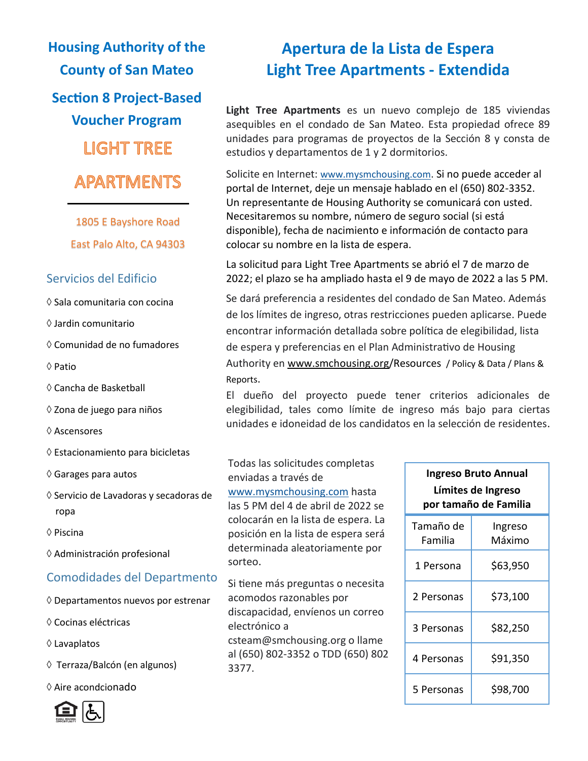# Housing Authority of the County of San Mateo

## Section 8 Project-Based Voucher Program

## LIGHT TREE APARTMENTS

1805 E Bayshore Road

East Palo Alto, CA 94303

# Apertura de la Lista de Espera Light Tree Apartments - Extendida

**Light Tree Apartments** es un nuevo complejo de 185 viviendas asequibles en el condado de San Mateo. Esta propiedad ofrece 89 unidades para programas de proyectos de la Sección 8 y consta de estudios y departamentos de 1 y 2 dormitorios.

Solicite en Internet: www.mysmchousing.com. Si no puede acceder al portal de Internet, deje un mensaje hablado en el (650) 802-3352. Un representante de Housing Authority se comunicará con usted. Necesitaremos su nombre, número de seguro social (si está disponible), fecha de nacimiento e información de contacto para colocar su nombre en la lista de espera.

La solicitud para Light Tree Apartments se abrió el 7 de marzo de 2022; el plazo se ha ampliado hasta el 9 de mayo de 2022 a las 5 PM.

Se dará preferencia a residentes del condado de San Mateo. Además de los límites de ingreso, otras restricciones pueden aplicarse. Puede encontrar información detallada sobre política de elegibilidad, lista de espera y preferencias en el Plan Administrativo de Housing Authority en www.smchousing.org/Resources / Policy & Data / Plans & Reports.

El dueño del proyecto puede tener criterios adicionales de elegibilidad, tales como límite de ingreso más bajo para ciertas unidades e idoneidad de los candidatos en la selección de residentes.

## Servicios del Edificio

- ◊ Sala comunitaria con cocina
- ◊ Jardin comunitario
- ◊ Comunidad de no fumadores
- ◊ Patio
- ◊ Cancha de Basketball
- ◊ Zona de juego para niños
- ◊ Ascensores
- ◊ Estacionamiento para bicicletas
- ◊ Garages para autos
- ◊ Servicio de Lavadoras y secadoras de ropa
- ◊ Piscina
- ◊ Administración profesional

## Comodidades del Departmento

- ◊ Departamentos nuevos por estrenar
- ◊ Cocinas eléctricas
- ◊ Lavaplatos
- ◊ Terraza/Balcón (en algunos)
- ◊ Aire acondcionado

Todas las solicitudes completas enviadas a través de www.mysmchousing.com hasta las 5 PM del 4 de abril de 2022 se colocarán en la lista de espera. La posición en la lista de espera será determinada aleatoriamente por sorteo.

Si tiene más preguntas o necesita acomodos razonables por discapacidad, envíenos un correo electrónico a csteam@smchousing.org o llame al (650) 802-3352 o TDD (650) 802 3377.

| Ingreso Bruto Annual Límites de Ingreso por tamaño de Familia | |
|---|---|
| Tamaño de Familia | Ingreso Máximo |
| 1 Persona | $63,950 |
| 2 Personas | $73,100 |
| 3 Personas | $82,250 |
| 4 Personas | $91,350 |
| 5 Personas | $98,700 |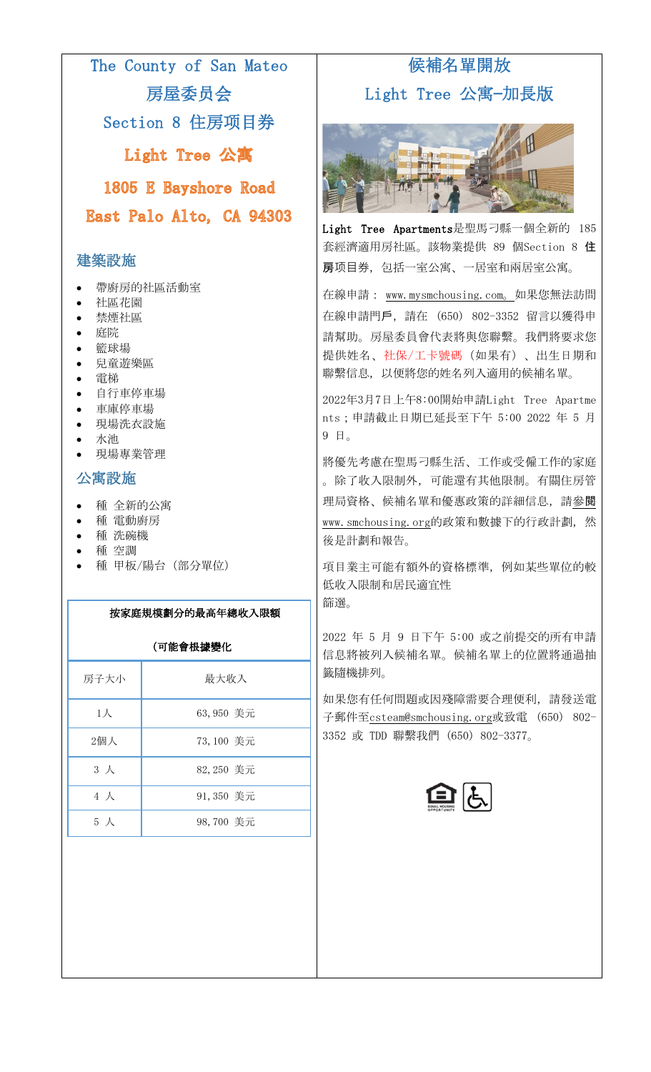# The County of San Mateo

# 房屋委员会

## Section 8 住房項目券

## Light Tree 公寓

## 1805 E Bayshore Road

## East Palo Alto, CA 94303

### 建築設施

- 帶廚房的社區活動室
- 社區花園
- 禁煙社區
- 庭院
- 籃球場
- 兒童遊樂區
- 電梯
- 自行車停車場
- 車庫停車場
- 現場洗衣設施
- 水池
- 現場專業管理

### 公寓設施

- 種 全新的公寓
- 種 電動廚房
- 種 洗碗機
- 種 空調
- 種 甲板/陽台（部分單位）

| 按家庭規模劃分的最高年總收入限額 (可能會根據變化 | |
|---|---|
| 房子大小 | 最大收入 |
| 1人 | 63,950 美元 |
| 2個人 | 73,100 美元 |
| 3 人 | 82,250 美元 |
| 4 人 | 91,350 美元 |
| 5 人 | 98,700 美元 |

## 候補名單開放

## Light Tree 公寓-加長版

**Light Tree Apartments**是聖馬刁縣一個全新的 185 套經濟適用房社區。該物業提供 89 個Section 8 **住房**項目券，包括一室公寓、一居室和兩居室公寓。

在線申請： www.mysmchousing.com。如果您無法訪問在線申請門戶，請在 (650) 802-3352 留言以獲得申請幫助。房屋委員會代表將與您聯繫。我們將要求您提供姓名、社保/工卡號碼（如果有）、出生日期和聯繫信息，以便將您的姓名列入適用的候補名單。

2022年3月7日上午8:00開始申請Light Tree Apartments；申請截止日期已延長至下午 5:00 2022 年 5 月 9 日。

將優先考慮在聖馬刁縣生活、工作或受僱工作的家庭。除了收入限制外，可能還有其他限制。有關住房管理局資格、候補名單和優惠政策的詳細信息，請參閱www.smchousing.org的政策和數據下的行政計劃，然後是計劃和報告。

項目業主可能有額外的資格標準，例如某些單位的較低收入限制和居民適宜性篩選。

2022 年 5 月 9 日下午 5:00 或之前提交的所有申請信息將被列入候補名單。候補名單上的位置將通過抽籤隨機排列。

如果您有任何問題或因殘障需要合理便利，請發送電子郵件至csteam@smchousing.org或致電 (650) 802-3352 或 TDD 聯繫我們 (650) 802-3377。